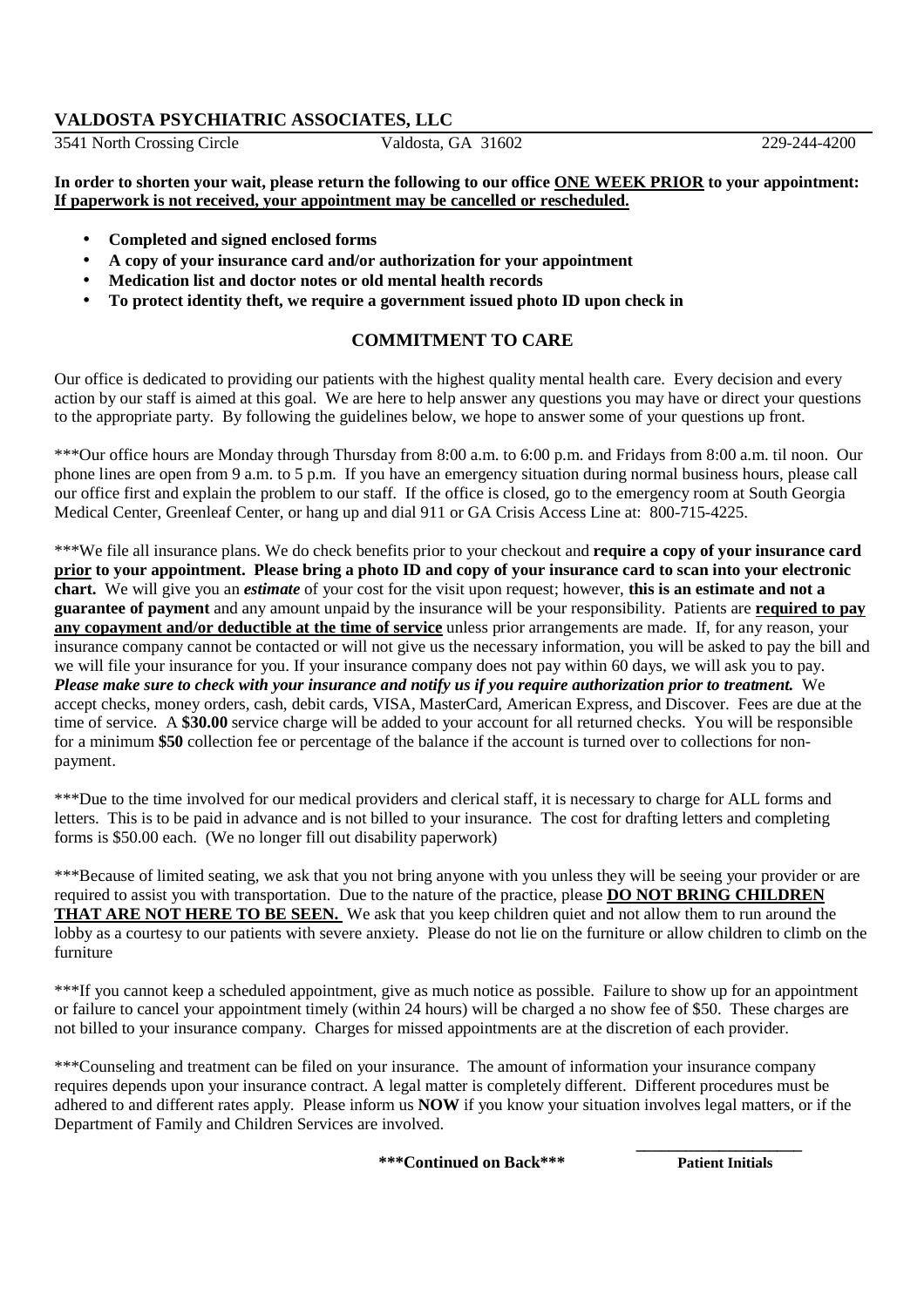# VALDOSTA PSYCHIATRIC ASSOCIATES, LLC

3541 North Crossing Circle Valdosta, GA 31602 229-244-4200

**In order to shorten your wait, please return the following to our office ONE WEEK PRIOR to your appointment: If paperwork is not received, your appointment may be cancelled or rescheduled.**

- **Completed and signed enclosed forms**
- **A copy of your insurance card and/or authorization for your appointment**
- **Medication list and doctor notes or old mental health records**
- **To protect identity theft, we require a government issued photo ID upon check in**

## COMMITMENT TO CARE

Our office is dedicated to providing our patients with the highest quality mental health care. Every decision and every action by our staff is aimed at this goal. We are here to help answer any questions you may have or direct your questions to the appropriate party. By following the guidelines below, we hope to answer some of your questions up front.

***Our office hours are Monday through Thursday from 8:00 a.m. to 6:00 p.m. and Fridays from 8:00 a.m. til noon. Our phone lines are open from 9 a.m. to 5 p.m. If you have an emergency situation during normal business hours, please call our office first and explain the problem to our staff. If the office is closed, go to the emergency room at South Georgia Medical Center, Greenleaf Center, or hang up and dial 911 or GA Crisis Access Line at: 800-715-4225.

***We file all insurance plans. We do check benefits prior to your checkout and **require a copy of your insurance card prior to your appointment. Please bring a photo ID and copy of your insurance card to scan into your electronic chart.** We will give you an ***estimate*** of your cost for the visit upon request; however, **this is an estimate and not a guarantee of payment** and any amount unpaid by the insurance will be your responsibility. Patients are **required to pay any copayment and/or deductible at the time of service** unless prior arrangements are made. If, for any reason, your insurance company cannot be contacted or will not give us the necessary information, you will be asked to pay the bill and we will file your insurance for you. If your insurance company does not pay within 60 days, we will ask you to pay. ***Please make sure to check with your insurance and notify us if you require authorization prior to treatment.*** We accept checks, money orders, cash, debit cards, VISA, MasterCard, American Express, and Discover. Fees are due at the time of service. A **$30.00** service charge will be added to your account for all returned checks. You will be responsible for a minimum **$50** collection fee or percentage of the balance if the account is turned over to collections for non-payment.

***Due to the time involved for our medical providers and clerical staff, it is necessary to charge for ALL forms and letters. This is to be paid in advance and is not billed to your insurance. The cost for drafting letters and completing forms is $50.00 each. (We no longer fill out disability paperwork)

***Because of limited seating, we ask that you not bring anyone with you unless they will be seeing your provider or are required to assist you with transportation. Due to the nature of the practice, please **DO NOT BRING CHILDREN THAT ARE NOT HERE TO BE SEEN.** We ask that you keep children quiet and not allow them to run around the lobby as a courtesy to our patients with severe anxiety. Please do not lie on the furniture or allow children to climb on the furniture

***If you cannot keep a scheduled appointment, give as much notice as possible. Failure to show up for an appointment or failure to cancel your appointment timely (within 24 hours) will be charged a no show fee of $50. These charges are not billed to your insurance company. Charges for missed appointments are at the discretion of each provider.

***Counseling and treatment can be filed on your insurance. The amount of information your insurance company requires depends upon your insurance contract. A legal matter is completely different. Different procedures must be adhered to and different rates apply. Please inform us **NOW** if you know your situation involves legal matters, or if the Department of Family and Children Services are involved.

**\*\*\*Continued on Back\*\*\***

____________________
**Patient Initials**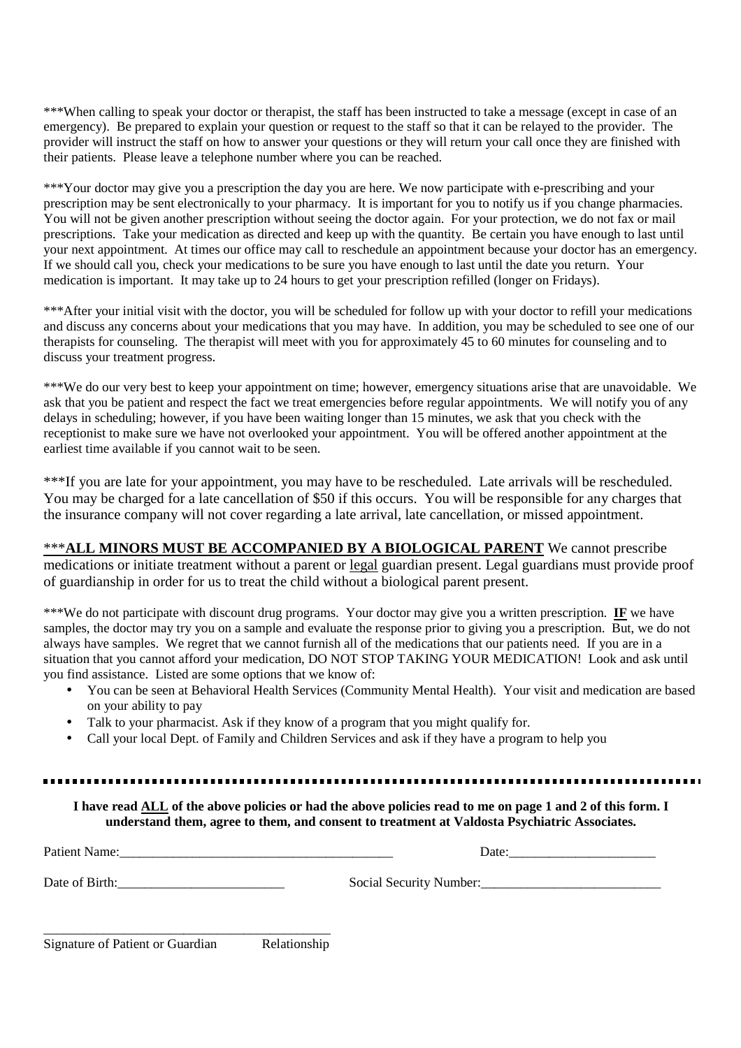***When calling to speak your doctor or therapist, the staff has been instructed to take a message (except in case of an emergency). Be prepared to explain your question or request to the staff so that it can be relayed to the provider. The provider will instruct the staff on how to answer your questions or they will return your call once they are finished with their patients. Please leave a telephone number where you can be reached.

***Your doctor may give you a prescription the day you are here. We now participate with e-prescribing and your prescription may be sent electronically to your pharmacy. It is important for you to notify us if you change pharmacies. You will not be given another prescription without seeing the doctor again. For your protection, we do not fax or mail prescriptions. Take your medication as directed and keep up with the quantity. Be certain you have enough to last until your next appointment. At times our office may call to reschedule an appointment because your doctor has an emergency. If we should call you, check your medications to be sure you have enough to last until the date you return. Your medication is important. It may take up to 24 hours to get your prescription refilled (longer on Fridays).

***After your initial visit with the doctor, you will be scheduled for follow up with your doctor to refill your medications and discuss any concerns about your medications that you may have. In addition, you may be scheduled to see one of our therapists for counseling. The therapist will meet with you for approximately 45 to 60 minutes for counseling and to discuss your treatment progress.

***We do our very best to keep your appointment on time; however, emergency situations arise that are unavoidable. We ask that you be patient and respect the fact we treat emergencies before regular appointments. We will notify you of any delays in scheduling; however, if you have been waiting longer than 15 minutes, we ask that you check with the receptionist to make sure we have not overlooked your appointment. You will be offered another appointment at the earliest time available if you cannot wait to be seen.

***If you are late for your appointment, you may have to be rescheduled. Late arrivals will be rescheduled. You may be charged for a late cancellation of $50 if this occurs. You will be responsible for any charges that the insurance company will not cover regarding a late arrival, late cancellation, or missed appointment.

***<u>**ALL MINORS MUST BE ACCOMPANIED BY A BIOLOGICAL PARENT**</u> We cannot prescribe medications or initiate treatment without a parent or <u>legal</u> guardian present. Legal guardians must provide proof of guardianship in order for us to treat the child without a biological parent present.

***We do not participate with discount drug programs. Your doctor may give you a written prescription. <u>**IF**</u> we have samples, the doctor may try you on a sample and evaluate the response prior to giving you a prescription. But, we do not always have samples. We regret that we cannot furnish all of the medications that our patients need. If you are in a situation that you cannot afford your medication, DO NOT STOP TAKING YOUR MEDICATION! Look and ask until you find assistance. Listed are some options that we know of:

- You can be seen at Behavioral Health Services (Community Mental Health). Your visit and medication are based on your ability to pay
- Talk to your pharmacist. Ask if they know of a program that you might qualify for.
- Call your local Dept. of Family and Children Services and ask if they have a program to help you

---

**I have read <u>ALL</u> of the above policies or had the above policies read to me on page 1 and 2 of this form. I understand them, agree to them, and consent to treatment at Valdosta Psychiatric Associates.**

Patient Name:_________________________________________ Date:______________________

Date of Birth:_________________________ Social Security Number:___________________________

_____________________________________________

Signature of Patient or Guardian Relationship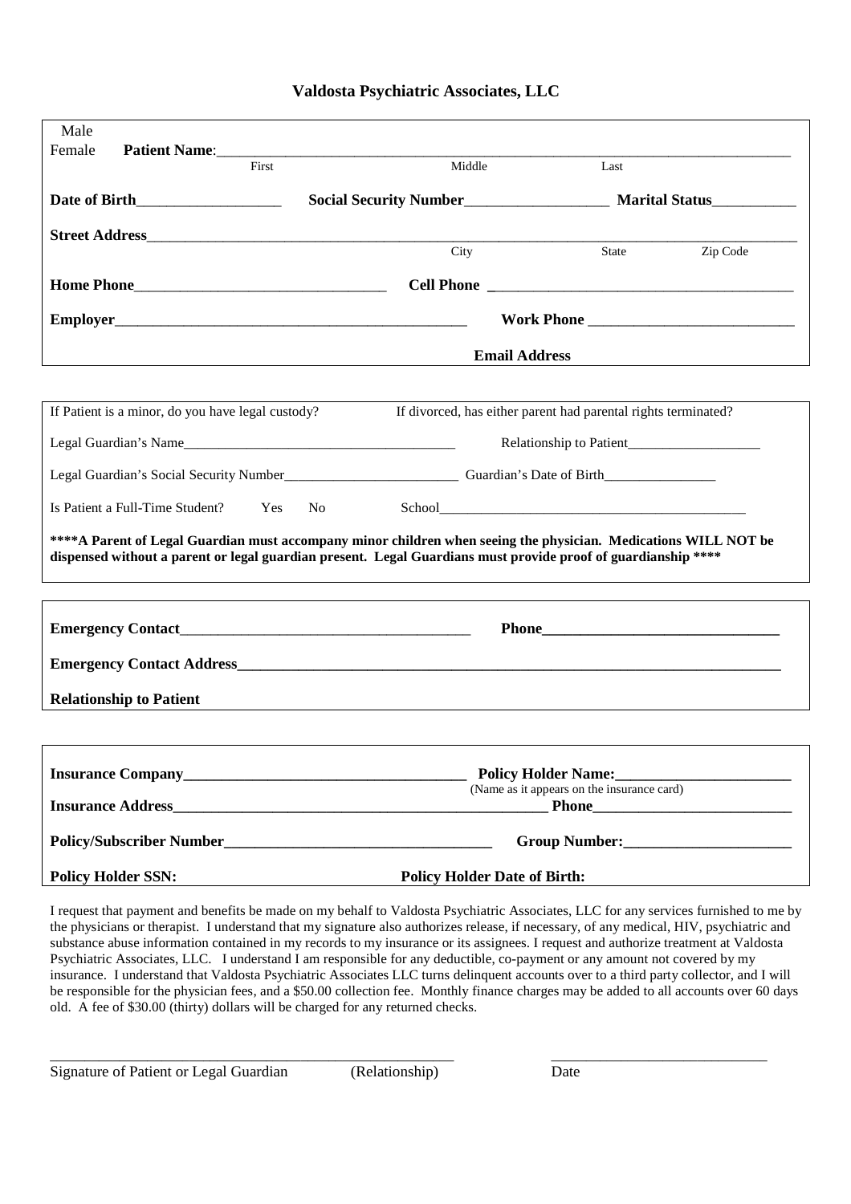# Valdosta Psychiatric Associates, LLC

Male
Female **Patient Name**:\_\_\_\_\_\_\_\_\_\_\_\_\_\_\_\_\_\_\_\_\_\_\_\_\_\_\_\_\_\_\_\_\_\_\_\_\_\_\_\_\_\_\_\_\_\_\_\_\_\_\_\_\_\_\_\_\_\_\_\_
First Middle Last

**Date of Birth**\_\_\_\_\_\_\_\_\_\_\_\_\_\_\_\_\_\_\_ **Social Security Number**\_\_\_\_\_\_\_\_\_\_\_\_\_\_\_\_\_\_\_ **Marital Status**\_\_\_\_\_\_\_\_\_\_\_

**Street Address**\_\_\_\_\_\_\_\_\_\_\_\_\_\_\_\_\_\_\_\_\_\_\_\_\_\_\_\_\_\_\_\_\_\_\_\_\_\_\_\_\_\_\_\_\_\_\_\_\_\_\_\_\_\_\_\_\_\_\_\_\_\_\_\_\_\_\_\_\_\_
City State Zip Code

**Home Phone**\_\_\_\_\_\_\_\_\_\_\_\_\_\_\_\_\_\_\_\_\_\_\_\_\_\_\_\_\_\_\_\_ **Cell Phone** \_\_\_\_\_\_\_\_\_\_\_\_\_\_\_\_\_\_\_\_\_\_\_\_\_\_\_\_\_\_\_\_\_\_\_\_\_\_\_\_

**Employer**\_\_\_\_\_\_\_\_\_\_\_\_\_\_\_\_\_\_\_\_\_\_\_\_\_\_\_\_\_\_\_\_\_\_\_\_\_\_\_\_\_\_\_\_\_\_ **Work Phone** \_\_\_\_\_\_\_\_\_\_\_\_\_\_\_\_\_\_\_\_\_\_\_\_\_\_\_

**Email Address**

---

If Patient is a minor, do you have legal custody? If divorced, has either parent had parental rights terminated?

Legal Guardian's Name\_\_\_\_\_\_\_\_\_\_\_\_\_\_\_\_\_\_\_\_\_\_\_\_\_\_\_\_\_\_\_\_\_\_\_\_\_\_\_ Relationship to Patient\_\_\_\_\_\_\_\_\_\_\_\_\_\_\_\_\_\_\_

Legal Guardian's Social Security Number\_\_\_\_\_\_\_\_\_\_\_\_\_\_\_\_\_\_\_\_\_\_\_\_\_ Guardian's Date of Birth\_\_\_\_\_\_\_\_\_\_\_\_\_\_\_\_

Is Patient a Full-Time Student? Yes No School\_\_\_\_\_\_\_\_\_\_\_\_\_\_\_\_\_\_\_\_\_\_\_\_\_\_\_\_\_\_\_\_\_\_\_\_\_\_\_\_\_\_\_\_

**\*\*\*\*A Parent of Legal Guardian must accompany minor children when seeing the physician. Medications WILL NOT be dispensed without a parent or legal guardian present. Legal Guardians must provide proof of guardianship \*\*\*\***

---

**Emergency Contact**\_\_\_\_\_\_\_\_\_\_\_\_\_\_\_\_\_\_\_\_\_\_\_\_\_\_\_\_\_\_\_\_\_\_\_\_\_\_\_ **Phone**\_\_\_\_\_\_\_\_\_\_\_\_\_\_\_\_\_\_\_\_\_\_\_\_\_\_\_\_\_\_\_

**Emergency Contact Address**\_\_\_\_\_\_\_\_\_\_\_\_\_\_\_\_\_\_\_\_\_\_\_\_\_\_\_\_\_\_\_\_\_\_\_\_\_\_\_\_\_\_\_\_\_\_\_\_\_\_\_\_\_\_\_\_\_\_\_\_\_\_\_\_\_\_\_\_\_\_\_\_\_

**Relationship to Patient**

---

**Insurance Company**\_\_\_\_\_\_\_\_\_\_\_\_\_\_\_\_\_\_\_\_\_\_\_\_\_\_\_\_\_\_\_\_\_\_\_\_\_ **Policy Holder Name:**\_\_\_\_\_\_\_\_\_\_\_\_\_\_\_\_\_\_\_\_\_\_
(Name as it appears on the insurance card)

**Insurance Address**\_\_\_\_\_\_\_\_\_\_\_\_\_\_\_\_\_\_\_\_\_\_\_\_\_\_\_\_\_\_\_\_\_\_\_\_\_\_\_\_\_\_\_\_\_\_\_\_\_\_\_\_ **Phone**\_\_\_\_\_\_\_\_\_\_\_\_\_\_\_\_\_\_\_\_\_\_\_\_\_\_

**Policy/Subscriber Number**\_\_\_\_\_\_\_\_\_\_\_\_\_\_\_\_\_\_\_\_\_\_\_\_\_\_\_\_\_\_\_\_\_\_\_ **Group Number:**\_\_\_\_\_\_\_\_\_\_\_\_\_\_\_\_\_\_\_\_\_\_

**Policy Holder SSN:** **Policy Holder Date of Birth:**

---

I request that payment and benefits be made on my behalf to Valdosta Psychiatric Associates, LLC for any services furnished to me by the physicians or therapist. I understand that my signature also authorizes release, if necessary, of any medical, HIV, psychiatric and substance abuse information contained in my records to my insurance or its assignees. I request and authorize treatment at Valdosta Psychiatric Associates, LLC. I understand I am responsible for any deductible, co-payment or any amount not covered by my insurance. I understand that Valdosta Psychiatric Associates LLC turns delinquent accounts over to a third party collector, and I will be responsible for the physician fees, and a $50.00 collection fee. Monthly finance charges may be added to all accounts over 60 days old. A fee of $30.00 (thirty) dollars will be charged for any returned checks.

\_\_\_\_\_\_\_\_\_\_\_\_\_\_\_\_\_\_\_\_\_\_\_\_\_\_\_\_\_\_\_\_\_\_\_\_\_\_\_\_\_\_\_\_\_\_\_\_\_\_\_\_\_ \_\_\_\_\_\_\_\_\_\_\_\_\_\_\_\_\_\_\_\_\_\_\_\_\_\_\_\_\_\_
Signature of Patient or Legal Guardian (Relationship) Date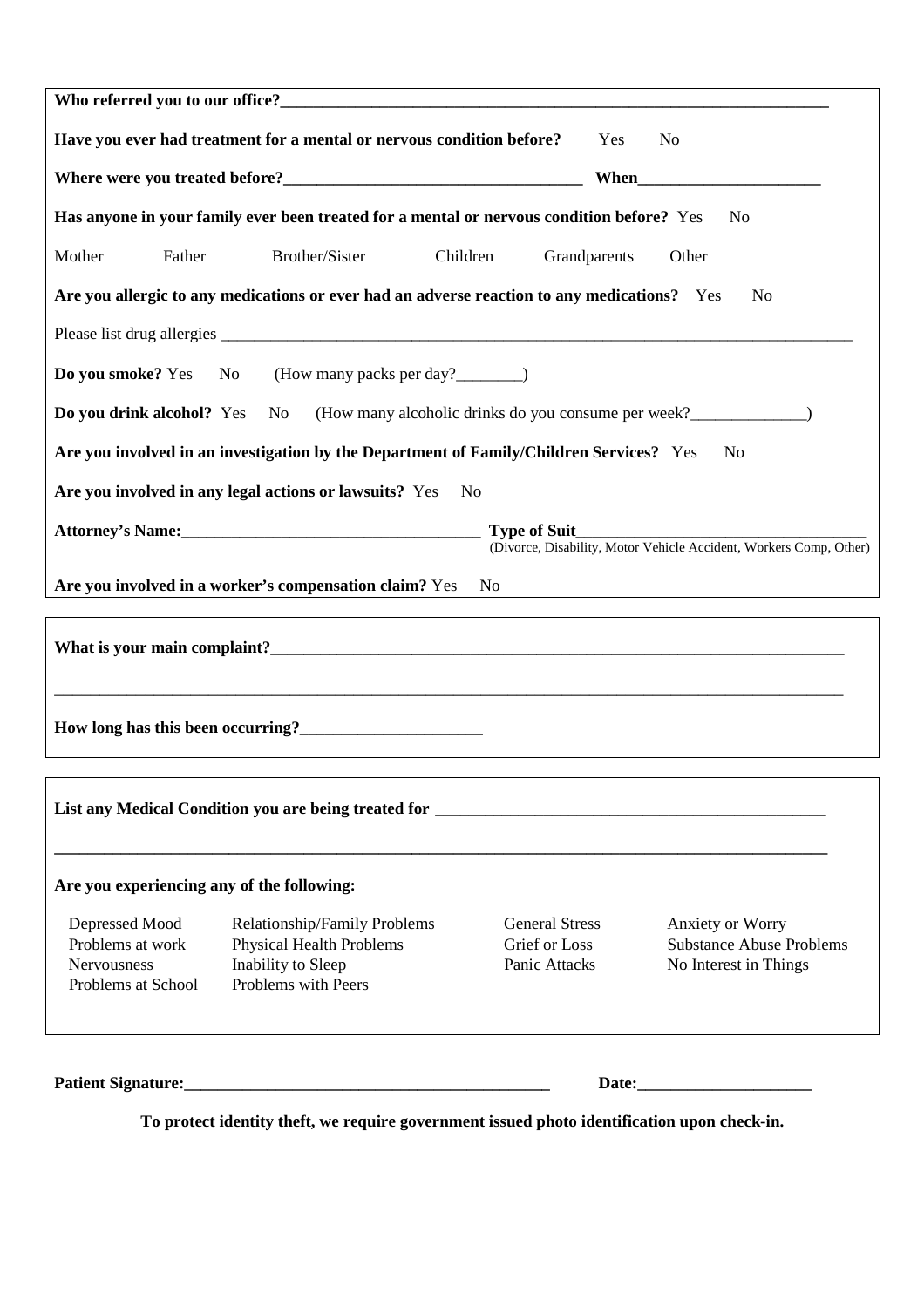**Who referred you to our office?**___________________________________________________________________

**Have you ever had treatment for a mental or nervous condition before?** Yes No

**Where were you treated before?**___________________________________ **When**______________________

**Has anyone in your family ever been treated for a mental or nervous condition before?** Yes No

Mother Father Brother/Sister Children Grandparents Other

**Are you allergic to any medications or ever had an adverse reaction to any medications?** Yes No

Please list drug allergies ___________________________________________________________________________

**Do you smoke?** Yes No (How many packs per day?________)

**Do you drink alcohol?** Yes No (How many alcoholic drinks do you consume per week?______________)

**Are you involved in an investigation by the Department of Family/Children Services?** Yes No

**Are you involved in any legal actions or lawsuits?** Yes No

**Attorney's Name:**___________________________________ **Type of Suit**__________________________________
(Divorce, Disability, Motor Vehicle Accident, Workers Comp, Other)

**Are you involved in a worker's compensation claim?** Yes No

---

**What is your main complaint?**_______________________________________________________________________

_____________________________________________________________________________________________________

**How long has this been occurring?**______________________

---

**List any Medical Condition you are being treated for** _______________________________________________

_____________________________________________________________________________________________________

**Are you experiencing any of the following:**

| | | | |
|---|---|---|---|
| Depressed Mood | Relationship/Family Problems | General Stress | Anxiety or Worry |
| Problems at work | Physical Health Problems | Grief or Loss | Substance Abuse Problems |
| Nervousness | Inability to Sleep | Panic Attacks | No Interest in Things |
| Problems at School | Problems with Peers | | |

**Patient Signature:**_____________________________________________ **Date:**_____________________

**To protect identity theft, we require government issued photo identification upon check-in.**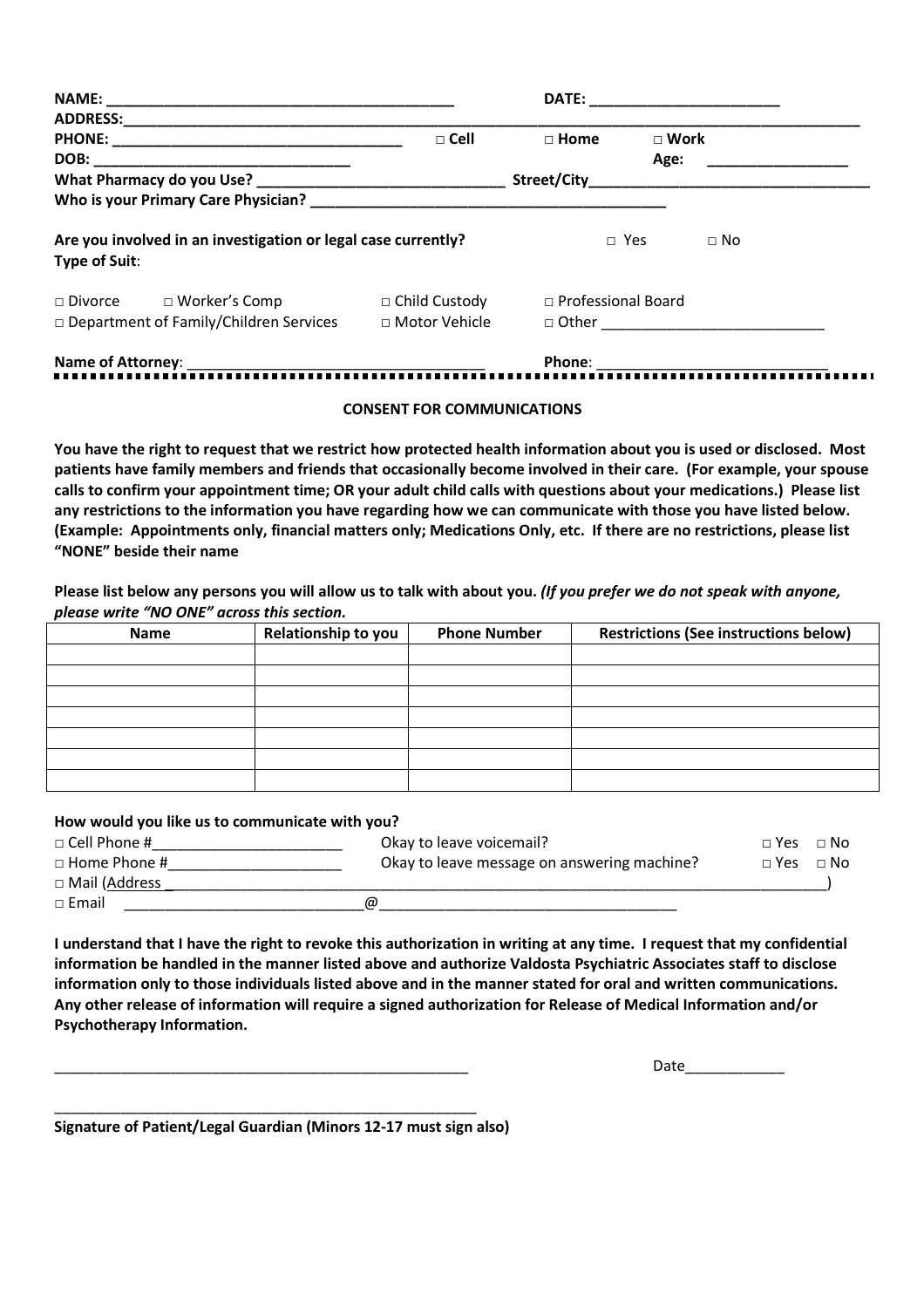**NAME:** ________________________________________ **DATE:** ______________________

**ADDRESS:**_____________________________________________________________________________________

**PHONE:** __________________________________ **□ Cell** **□ Home** **□ Work**

**DOB:** ______________________________ **Age:** ________________

**What Pharmacy do you Use?** ____________________________ **Street/City**_________________________________

**Who is your Primary Care Physician?** ___________________________________________

**Are you involved in an investigation or legal case currently?** □ Yes □ No

**Type of Suit**:

□ Divorce □ Worker's Comp □ Child Custody □ Professional Board

□ Department of Family/Children Services □ Motor Vehicle □ Other __________________________

**Name of Attorney**: ____________________________________ **Phone**: ____________________________

**CONSENT FOR COMMUNICATIONS**

**You have the right to request that we restrict how protected health information about you is used or disclosed. Most patients have family members and friends that occasionally become involved in their care. (For example, your spouse calls to confirm your appointment time; OR your adult child calls with questions about your medications.) Please list any restrictions to the information you have regarding how we can communicate with those you have listed below. (Example: Appointments only, financial matters only; Medications Only, etc. If there are no restrictions, please list "NONE" beside their name**

**Please list below any persons you will allow us to talk with about you.** ***(If you prefer we do not speak with anyone, please write "NO ONE" across this section.***

| Name | Relationship to you | Phone Number | Restrictions (See instructions below) |
|---|---|---|---|
| | | | |
| | | | |
| | | | |
| | | | |
| | | | |
| | | | |
| | | | |

**How would you like us to communicate with you?**

□ Cell Phone #______________________ Okay to leave voicemail? □ Yes □ No

□ Home Phone #_____________________ Okay to leave message on answering machine? □ Yes □ No

□ Mail (Address ____________________________________________________________________________)

□ Email ___________________________@__________________________________

**I understand that I have the right to revoke this authorization in writing at any time. I request that my confidential information be handled in the manner listed above and authorize Valdosta Psychiatric Associates staff to disclose information only to those individuals listed above and in the manner stated for oral and written communications. Any other release of information will require a signed authorization for Release of Medical Information and/or Psychotherapy Information.**

____________________________________________________ Date____________

____________________________________________________

**Signature of Patient/Legal Guardian (Minors 12-17 must sign also)**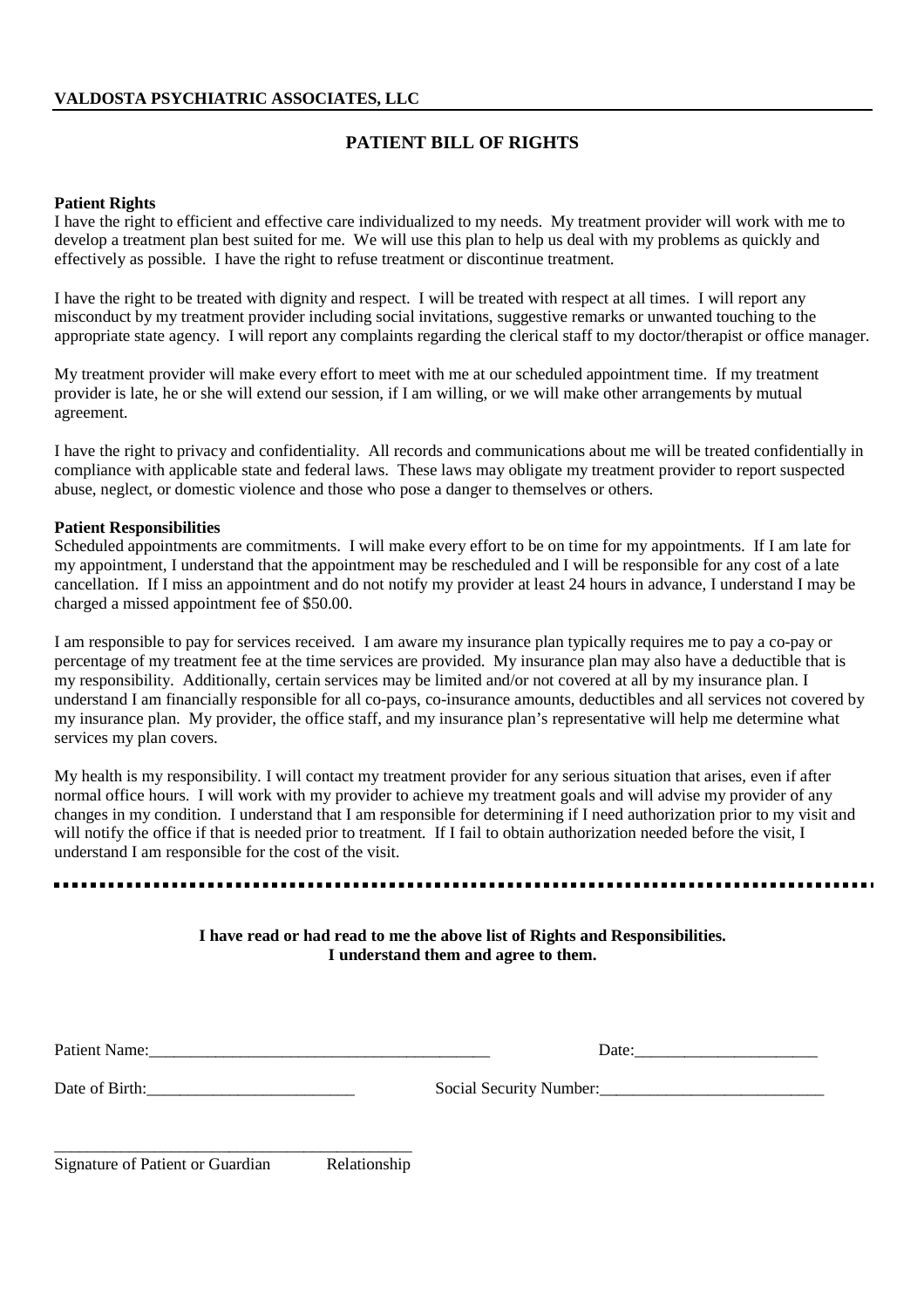**VALDOSTA PSYCHIATRIC ASSOCIATES, LLC**

# PATIENT BILL OF RIGHTS

**Patient Rights**

I have the right to efficient and effective care individualized to my needs. My treatment provider will work with me to develop a treatment plan best suited for me. We will use this plan to help us deal with my problems as quickly and effectively as possible. I have the right to refuse treatment or discontinue treatment.

I have the right to be treated with dignity and respect. I will be treated with respect at all times. I will report any misconduct by my treatment provider including social invitations, suggestive remarks or unwanted touching to the appropriate state agency. I will report any complaints regarding the clerical staff to my doctor/therapist or office manager.

My treatment provider will make every effort to meet with me at our scheduled appointment time. If my treatment provider is late, he or she will extend our session, if I am willing, or we will make other arrangements by mutual agreement.

I have the right to privacy and confidentiality. All records and communications about me will be treated confidentially in compliance with applicable state and federal laws. These laws may obligate my treatment provider to report suspected abuse, neglect, or domestic violence and those who pose a danger to themselves or others.

**Patient Responsibilities**

Scheduled appointments are commitments. I will make every effort to be on time for my appointments. If I am late for my appointment, I understand that the appointment may be rescheduled and I will be responsible for any cost of a late cancellation. If I miss an appointment and do not notify my provider at least 24 hours in advance, I understand I may be charged a missed appointment fee of $50.00.

I am responsible to pay for services received. I am aware my insurance plan typically requires me to pay a co-pay or percentage of my treatment fee at the time services are provided. My insurance plan may also have a deductible that is my responsibility. Additionally, certain services may be limited and/or not covered at all by my insurance plan. I understand I am financially responsible for all co-pays, co-insurance amounts, deductibles and all services not covered by my insurance plan. My provider, the office staff, and my insurance plan's representative will help me determine what services my plan covers.

My health is my responsibility. I will contact my treatment provider for any serious situation that arises, even if after normal office hours. I will work with my provider to achieve my treatment goals and will advise my provider of any changes in my condition. I understand that I am responsible for determining if I need authorization prior to my visit and will notify the office if that is needed prior to treatment. If I fail to obtain authorization needed before the visit, I understand I am responsible for the cost of the visit.

---

**I have read or had read to me the above list of Rights and Responsibilities.**
**I understand them and agree to them.**

Patient Name:_________________________________________ Date:______________________

Date of Birth:_________________________ Social Security Number:___________________________

_____________________________________________
Signature of Patient or Guardian Relationship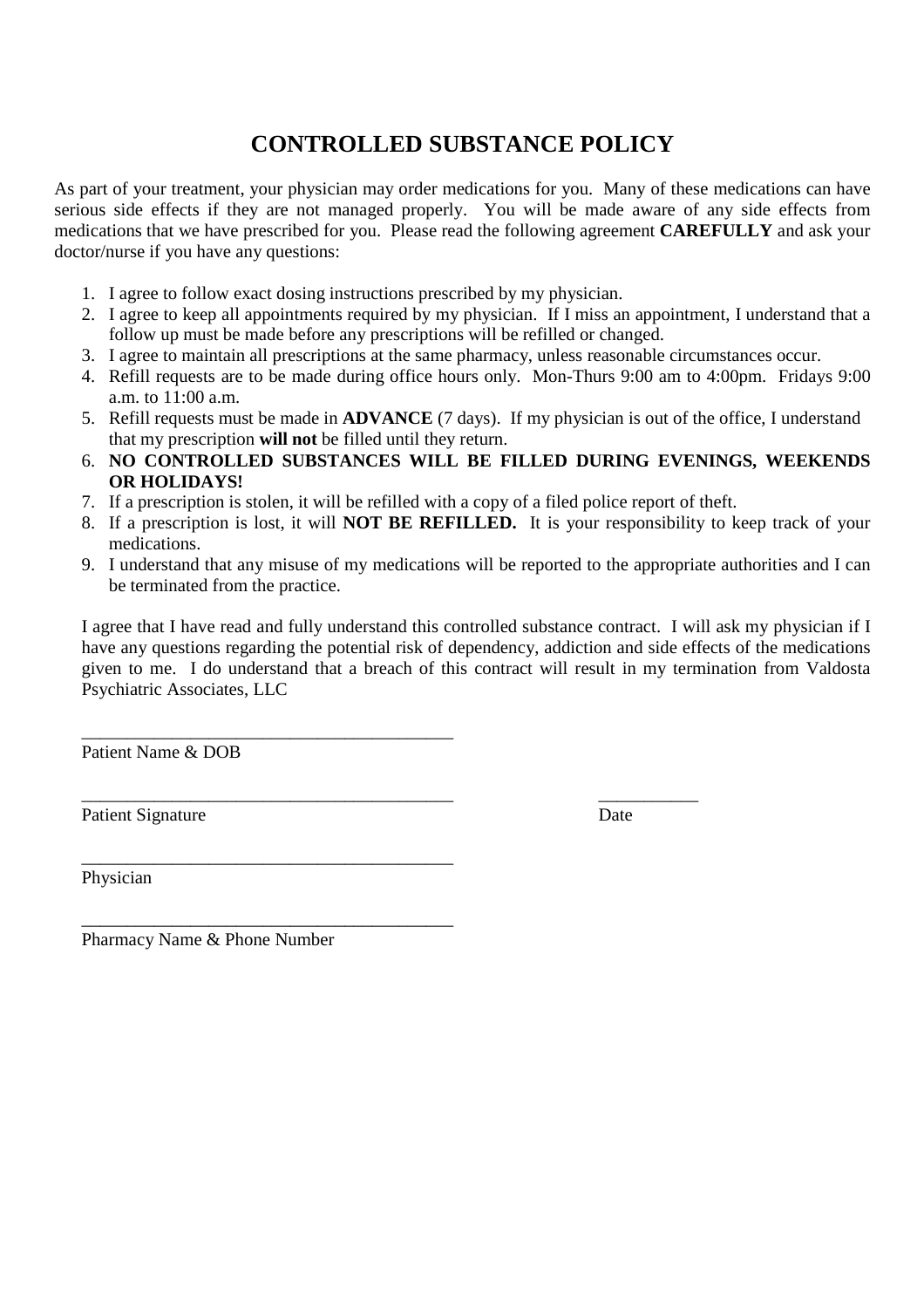# CONTROLLED SUBSTANCE POLICY

As part of your treatment, your physician may order medications for you. Many of these medications can have serious side effects if they are not managed properly. You will be made aware of any side effects from medications that we have prescribed for you. Please read the following agreement **CAREFULLY** and ask your doctor/nurse if you have any questions:

1. I agree to follow exact dosing instructions prescribed by my physician.
2. I agree to keep all appointments required by my physician. If I miss an appointment, I understand that a follow up must be made before any prescriptions will be refilled or changed.
3. I agree to maintain all prescriptions at the same pharmacy, unless reasonable circumstances occur.
4. Refill requests are to be made during office hours only. Mon-Thurs 9:00 am to 4:00pm. Fridays 9:00 a.m. to 11:00 a.m.
5. Refill requests must be made in **ADVANCE** (7 days). If my physician is out of the office, I understand that my prescription **will not** be filled until they return.
6. **NO CONTROLLED SUBSTANCES WILL BE FILLED DURING EVENINGS, WEEKENDS OR HOLIDAYS!**
7. If a prescription is stolen, it will be refilled with a copy of a filed police report of theft.
8. If a prescription is lost, it will **NOT BE REFILLED.** It is your responsibility to keep track of your medications.
9. I understand that any misuse of my medications will be reported to the appropriate authorities and I can be terminated from the practice.

I agree that I have read and fully understand this controlled substance contract. I will ask my physician if I have any questions regarding the potential risk of dependency, addiction and side effects of the medications given to me. I do understand that a breach of this contract will result in my termination from Valdosta Psychiatric Associates, LLC

_________________________________________
Patient Name & DOB

_________________________________________ ___________
Patient Signature Date

_________________________________________
Physician

_________________________________________
Pharmacy Name & Phone Number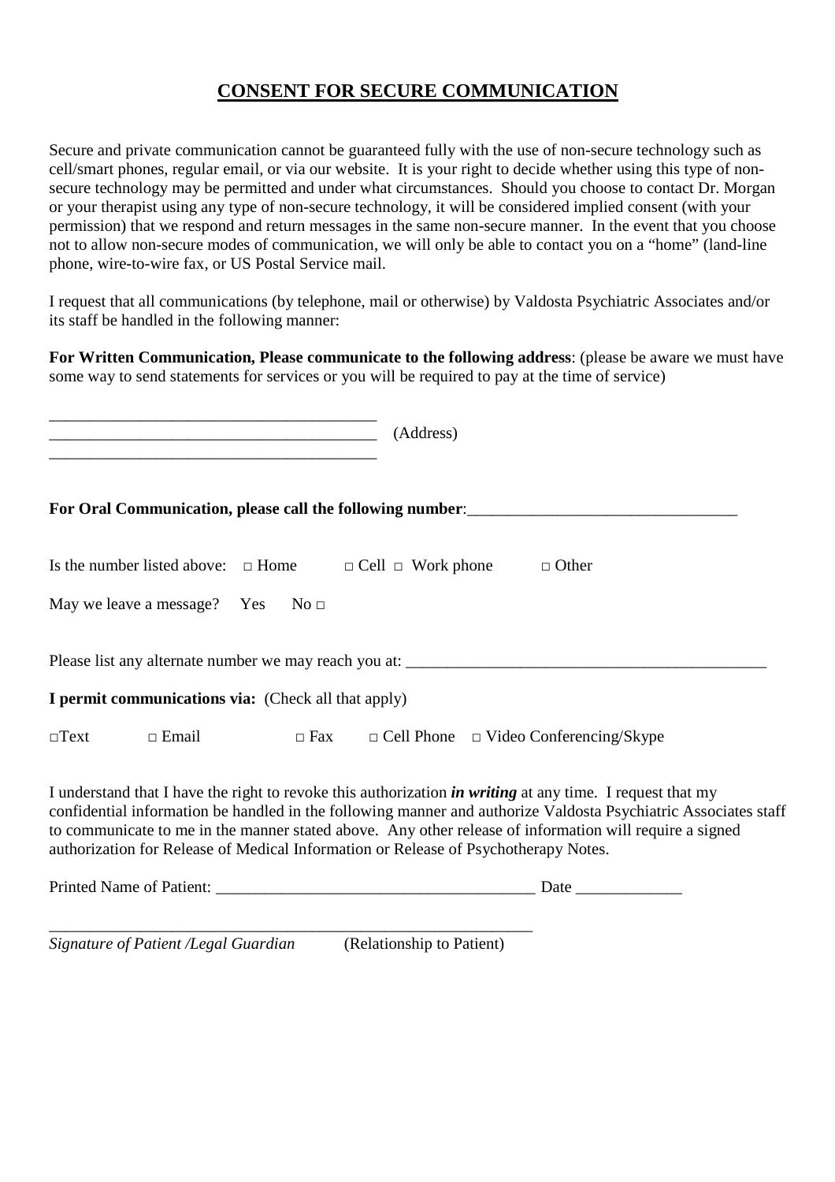## CONSENT FOR SECURE COMMUNICATION

Secure and private communication cannot be guaranteed fully with the use of non-secure technology such as cell/smart phones, regular email, or via our website. It is your right to decide whether using this type of non-secure technology may be permitted and under what circumstances. Should you choose to contact Dr. Morgan or your therapist using any type of non-secure technology, it will be considered implied consent (with your permission) that we respond and return messages in the same non-secure manner. In the event that you choose not to allow non-secure modes of communication, we will only be able to contact you on a "home" (land-line phone, wire-to-wire fax, or US Postal Service mail.

I request that all communications (by telephone, mail or otherwise) by Valdosta Psychiatric Associates and/or its staff be handled in the following manner:

**For Written Communication, Please communicate to the following address**: (please be aware we must have some way to send statements for services or you will be required to pay at the time of service)

\_\_\_\_\_\_\_\_\_\_\_\_\_\_\_\_\_\_\_\_\_\_\_\_\_\_\_\_\_\_\_\_\_\_\_\_\_\_\_\_
\_\_\_\_\_\_\_\_\_\_\_\_\_\_\_\_\_\_\_\_\_\_\_\_\_\_\_\_\_\_\_\_\_\_\_\_\_\_\_\_ (Address)
\_\_\_\_\_\_\_\_\_\_\_\_\_\_\_\_\_\_\_\_\_\_\_\_\_\_\_\_\_\_\_\_\_\_\_\_\_\_\_\_

**For Oral Communication, please call the following number**:\_\_\_\_\_\_\_\_\_\_\_\_\_\_\_\_\_\_\_\_\_\_\_\_\_\_\_\_\_\_\_\_

Is the number listed above: □ Home □ Cell □ Work phone □ Other

May we leave a message? Yes No □

Please list any alternate number we may reach you at: \_\_\_\_\_\_\_\_\_\_\_\_\_\_\_\_\_\_\_\_\_\_\_\_\_\_\_\_\_\_\_\_\_\_\_\_\_\_\_\_\_\_\_\_\_

**I permit communications via:** (Check all that apply)

□Text □ Email □ Fax □ Cell Phone □ Video Conferencing/Skype

I understand that I have the right to revoke this authorization ***in writing*** at any time. I request that my confidential information be handled in the following manner and authorize Valdosta Psychiatric Associates staff to communicate to me in the manner stated above. Any other release of information will require a signed authorization for Release of Medical Information or Release of Psychotherapy Notes.

Printed Name of Patient: \_\_\_\_\_\_\_\_\_\_\_\_\_\_\_\_\_\_\_\_\_\_\_\_\_\_\_\_\_\_\_\_\_\_\_\_\_\_\_ Date \_\_\_\_\_\_\_\_\_\_\_\_\_

\_\_\_\_\_\_\_\_\_\_\_\_\_\_\_\_\_\_\_\_\_\_\_\_\_\_\_\_\_\_\_\_\_\_\_\_\_\_\_\_\_\_\_\_\_\_\_\_\_\_\_\_\_\_\_\_\_\_\_\_
*Signature of Patient /Legal Guardian* (Relationship to Patient)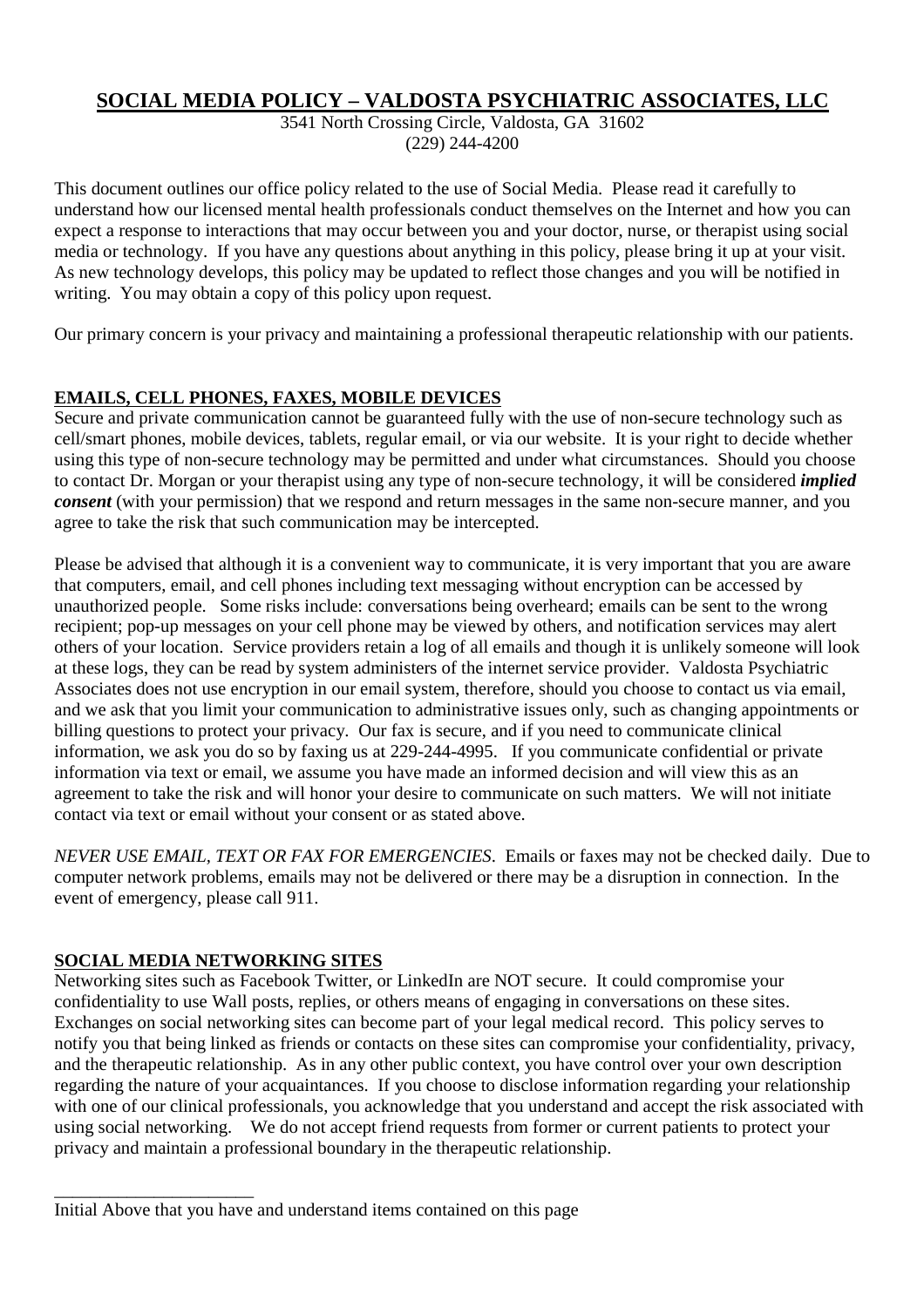# SOCIAL MEDIA POLICY – VALDOSTA PSYCHIATRIC ASSOCIATES, LLC

3541 North Crossing Circle, Valdosta, GA 31602
(229) 244-4200

This document outlines our office policy related to the use of Social Media. Please read it carefully to understand how our licensed mental health professionals conduct themselves on the Internet and how you can expect a response to interactions that may occur between you and your doctor, nurse, or therapist using social media or technology. If you have any questions about anything in this policy, please bring it up at your visit. As new technology develops, this policy may be updated to reflect those changes and you will be notified in writing. You may obtain a copy of this policy upon request.

Our primary concern is your privacy and maintaining a professional therapeutic relationship with our patients.

## EMAILS, CELL PHONES, FAXES, MOBILE DEVICES

Secure and private communication cannot be guaranteed fully with the use of non-secure technology such as cell/smart phones, mobile devices, tablets, regular email, or via our website. It is your right to decide whether using this type of non-secure technology may be permitted and under what circumstances. Should you choose to contact Dr. Morgan or your therapist using any type of non-secure technology, it will be considered ***implied consent*** (with your permission) that we respond and return messages in the same non-secure manner, and you agree to take the risk that such communication may be intercepted.

Please be advised that although it is a convenient way to communicate, it is very important that you are aware that computers, email, and cell phones including text messaging without encryption can be accessed by unauthorized people. Some risks include: conversations being overheard; emails can be sent to the wrong recipient; pop-up messages on your cell phone may be viewed by others, and notification services may alert others of your location. Service providers retain a log of all emails and though it is unlikely someone will look at these logs, they can be read by system administers of the internet service provider. Valdosta Psychiatric Associates does not use encryption in our email system, therefore, should you choose to contact us via email, and we ask that you limit your communication to administrative issues only, such as changing appointments or billing questions to protect your privacy. Our fax is secure, and if you need to communicate clinical information, we ask you do so by faxing us at 229-244-4995. If you communicate confidential or private information via text or email, we assume you have made an informed decision and will view this as an agreement to take the risk and will honor your desire to communicate on such matters. We will not initiate contact via text or email without your consent or as stated above.

*NEVER USE EMAIL, TEXT OR FAX FOR EMERGENCIES*. Emails or faxes may not be checked daily. Due to computer network problems, emails may not be delivered or there may be a disruption in connection. In the event of emergency, please call 911.

## SOCIAL MEDIA NETWORKING SITES

Networking sites such as Facebook Twitter, or LinkedIn are NOT secure. It could compromise your confidentiality to use Wall posts, replies, or others means of engaging in conversations on these sites. Exchanges on social networking sites can become part of your legal medical record. This policy serves to notify you that being linked as friends or contacts on these sites can compromise your confidentiality, privacy, and the therapeutic relationship. As in any other public context, you have control over your own description regarding the nature of your acquaintances. If you choose to disclose information regarding your relationship with one of our clinical professionals, you acknowledge that you understand and accept the risk associated with using social networking. We do not accept friend requests from former or current patients to protect your privacy and maintain a professional boundary in the therapeutic relationship.

______________________

Initial Above that you have and understand items contained on this page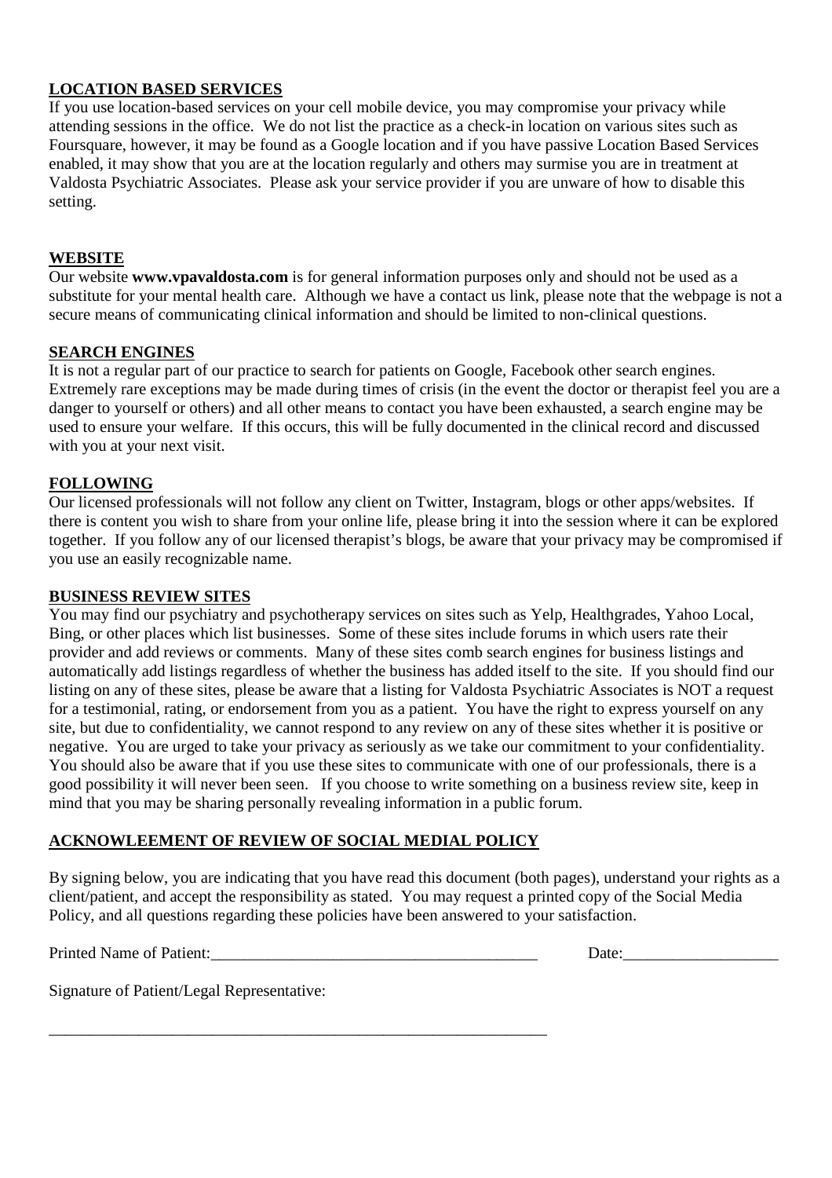## LOCATION BASED SERVICES

If you use location-based services on your cell mobile device, you may compromise your privacy while attending sessions in the office. We do not list the practice as a check-in location on various sites such as Foursquare, however, it may be found as a Google location and if you have passive Location Based Services enabled, it may show that you are at the location regularly and others may surmise you are in treatment at Valdosta Psychiatric Associates. Please ask your service provider if you are unware of how to disable this setting.

## WEBSITE

Our website **www.vpavaldosta.com** is for general information purposes only and should not be used as a substitute for your mental health care. Although we have a contact us link, please note that the webpage is not a secure means of communicating clinical information and should be limited to non-clinical questions.

## SEARCH ENGINES

It is not a regular part of our practice to search for patients on Google, Facebook other search engines. Extremely rare exceptions may be made during times of crisis (in the event the doctor or therapist feel you are a danger to yourself or others) and all other means to contact you have been exhausted, a search engine may be used to ensure your welfare. If this occurs, this will be fully documented in the clinical record and discussed with you at your next visit.

## FOLLOWING

Our licensed professionals will not follow any client on Twitter, Instagram, blogs or other apps/websites. If there is content you wish to share from your online life, please bring it into the session where it can be explored together. If you follow any of our licensed therapist's blogs, be aware that your privacy may be compromised if you use an easily recognizable name.

## BUSINESS REVIEW SITES

You may find our psychiatry and psychotherapy services on sites such as Yelp, Healthgrades, Yahoo Local, Bing, or other places which list businesses. Some of these sites include forums in which users rate their provider and add reviews or comments. Many of these sites comb search engines for business listings and automatically add listings regardless of whether the business has added itself to the site. If you should find our listing on any of these sites, please be aware that a listing for Valdosta Psychiatric Associates is NOT a request for a testimonial, rating, or endorsement from you as a patient. You have the right to express yourself on any site, but due to confidentiality, we cannot respond to any review on any of these sites whether it is positive or negative. You are urged to take your privacy as seriously as we take our commitment to your confidentiality. You should also be aware that if you use these sites to communicate with one of our professionals, there is a good possibility it will never been seen. If you choose to write something on a business review site, keep in mind that you may be sharing personally revealing information in a public forum.

## ACKNOWLEEMENT OF REVIEW OF SOCIAL MEDIAL POLICY

By signing below, you are indicating that you have read this document (both pages), understand your rights as a client/patient, and accept the responsibility as stated. You may request a printed copy of the Social Media Policy, and all questions regarding these policies have been answered to your satisfaction.

Printed Name of Patient:_________________________________________ Date:___________________

Signature of Patient/Legal Representative:

_________________________________________________________________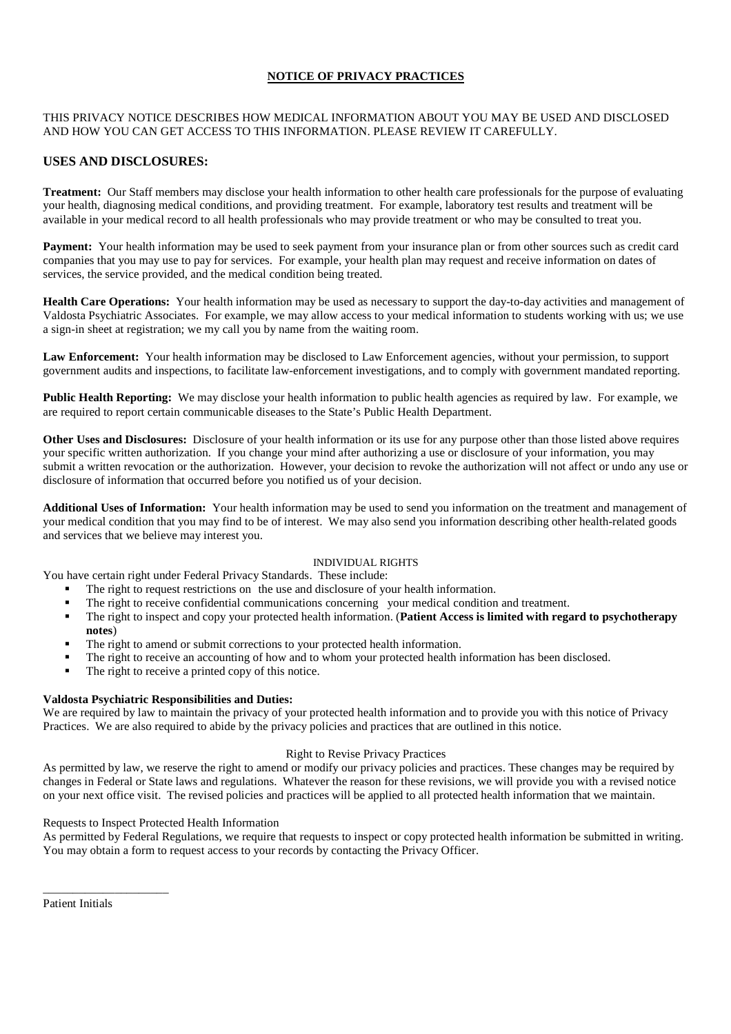# NOTICE OF PRIVACY PRACTICES

THIS PRIVACY NOTICE DESCRIBES HOW MEDICAL INFORMATION ABOUT YOU MAY BE USED AND DISCLOSED AND HOW YOU CAN GET ACCESS TO THIS INFORMATION. PLEASE REVIEW IT CAREFULLY.

## USES AND DISCLOSURES:

**Treatment:** Our Staff members may disclose your health information to other health care professionals for the purpose of evaluating your health, diagnosing medical conditions, and providing treatment. For example, laboratory test results and treatment will be available in your medical record to all health professionals who may provide treatment or who may be consulted to treat you.

**Payment:** Your health information may be used to seek payment from your insurance plan or from other sources such as credit card companies that you may use to pay for services. For example, your health plan may request and receive information on dates of services, the service provided, and the medical condition being treated.

**Health Care Operations:** Your health information may be used as necessary to support the day-to-day activities and management of Valdosta Psychiatric Associates. For example, we may allow access to your medical information to students working with us; we use a sign-in sheet at registration; we my call you by name from the waiting room.

**Law Enforcement:** Your health information may be disclosed to Law Enforcement agencies, without your permission, to support government audits and inspections, to facilitate law-enforcement investigations, and to comply with government mandated reporting.

**Public Health Reporting:** We may disclose your health information to public health agencies as required by law. For example, we are required to report certain communicable diseases to the State's Public Health Department.

**Other Uses and Disclosures:** Disclosure of your health information or its use for any purpose other than those listed above requires your specific written authorization. If you change your mind after authorizing a use or disclosure of your information, you may submit a written revocation or the authorization. However, your decision to revoke the authorization will not affect or undo any use or disclosure of information that occurred before you notified us of your decision.

**Additional Uses of Information:** Your health information may be used to send you information on the treatment and management of your medical condition that you may find to be of interest. We may also send you information describing other health-related goods and services that we believe may interest you.

INDIVIDUAL RIGHTS

You have certain right under Federal Privacy Standards. These include:

- The right to request restrictions on the use and disclosure of your health information.
- The right to receive confidential communications concerning your medical condition and treatment.
- The right to inspect and copy your protected health information. (**Patient Access is limited with regard to psychotherapy notes**)
- The right to amend or submit corrections to your protected health information.
- The right to receive an accounting of how and to whom your protected health information has been disclosed.
- The right to receive a printed copy of this notice.

**Valdosta Psychiatric Responsibilities and Duties:**

We are required by law to maintain the privacy of your protected health information and to provide you with this notice of Privacy Practices. We are also required to abide by the privacy policies and practices that are outlined in this notice.

Right to Revise Privacy Practices

As permitted by law, we reserve the right to amend or modify our privacy policies and practices. These changes may be required by changes in Federal or State laws and regulations. Whatever the reason for these revisions, we will provide you with a revised notice on your next office visit. The revised policies and practices will be applied to all protected health information that we maintain.

Requests to Inspect Protected Health Information

As permitted by Federal Regulations, we require that requests to inspect or copy protected health information be submitted in writing. You may obtain a form to request access to your records by contacting the Privacy Officer.

_____________________

Patient Initials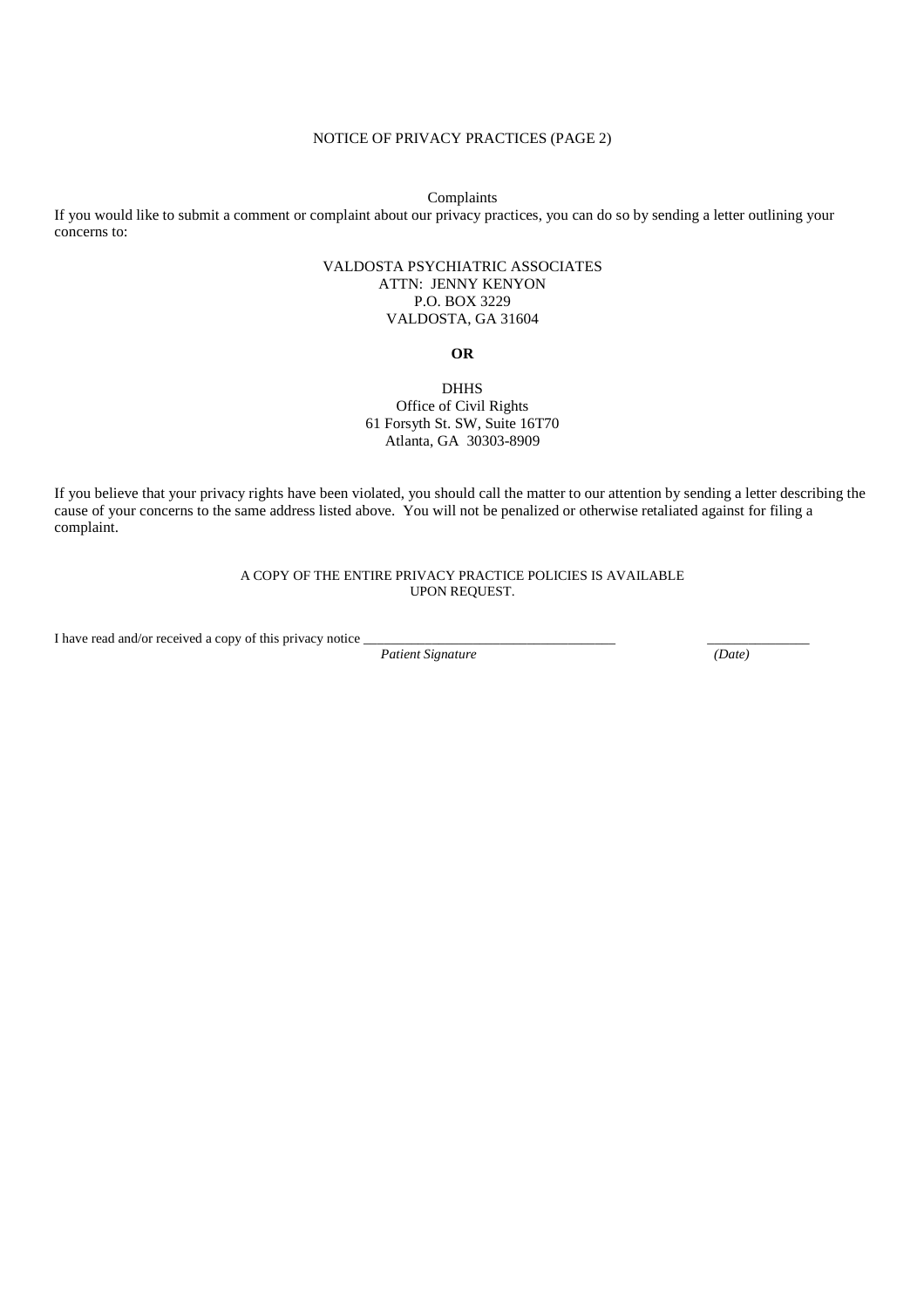# NOTICE OF PRIVACY PRACTICES (PAGE 2)

## Complaints

If you would like to submit a comment or complaint about our privacy practices, you can do so by sending a letter outlining your concerns to:

VALDOSTA PSYCHIATRIC ASSOCIATES  
ATTN: JENNY KENYON  
P.O. BOX 3229  
VALDOSTA, GA 31604

**OR**

DHHS  
Office of Civil Rights  
61 Forsyth St. SW, Suite 16T70  
Atlanta, GA 30303-8909

If you believe that your privacy rights have been violated, you should call the matter to our attention by sending a letter describing the cause of your concerns to the same address listed above. You will not be penalized or otherwise retaliated against for filing a complaint.

A COPY OF THE ENTIRE PRIVACY PRACTICE POLICIES IS AVAILABLE UPON REQUEST.

I have read and/or received a copy of this privacy notice ____________________________________ ______________

*Patient Signature* *(Date)*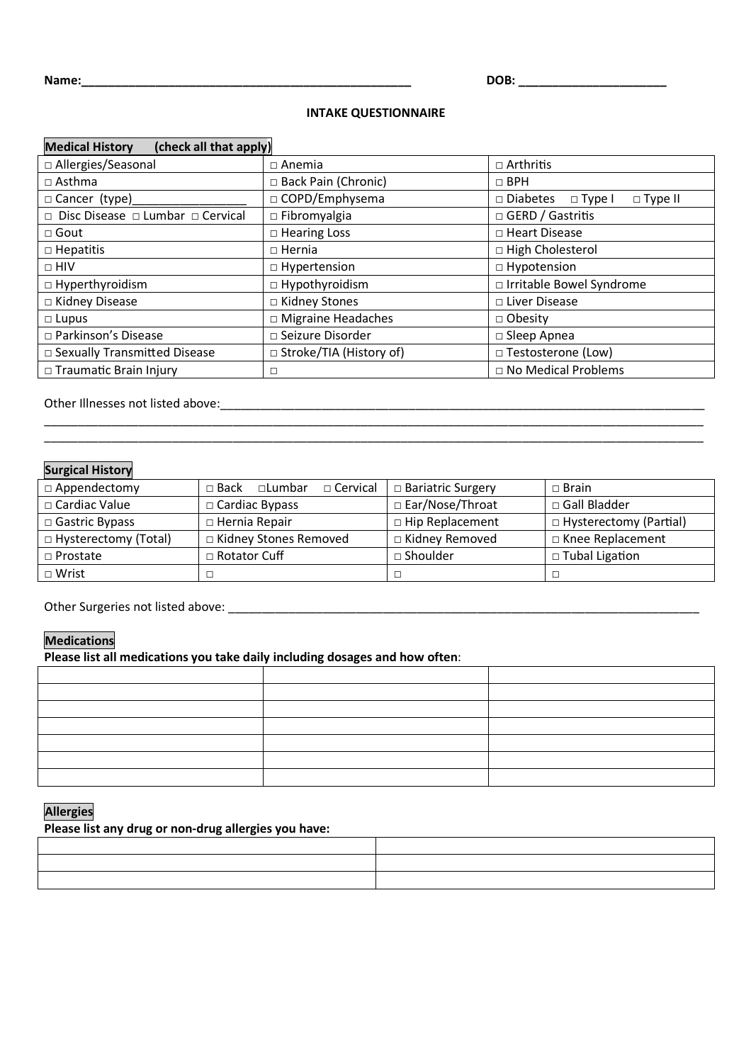Name:_______________________________________________ DOB: _____________________

## INTAKE QUESTIONNAIRE

**Medical History (check all that apply)**

| | | |
|---|---|---|
| □ Allergies/Seasonal | □ Anemia | □ Arthritis |
| □ Asthma | □ Back Pain (Chronic) | □ BPH |
| □ Cancer (type)________________ | □ COPD/Emphysema | □ Diabetes □ Type I □ Type II |
| □ Disc Disease □ Lumbar □ Cervical | □ Fibromyalgia | □ GERD / Gastritis |
| □ Gout | □ Hearing Loss | □ Heart Disease |
| □ Hepatitis | □ Hernia | □ High Cholesterol |
| □ HIV | □ Hypertension | □ Hypotension |
| □ Hyperthyroidism | □ Hypothyroidism | □ Irritable Bowel Syndrome |
| □ Kidney Disease | □ Kidney Stones | □ Liver Disease |
| □ Lupus | □ Migraine Headaches | □ Obesity |
| □ Parkinson's Disease | □ Seizure Disorder | □ Sleep Apnea |
| □ Sexually Transmitted Disease | □ Stroke/TIA (History of) | □ Testosterone (Low) |
| □ Traumatic Brain Injury | □ | □ No Medical Problems |

Other Illnesses not listed above:___________________________________________________________________________
_____________________________________________________________________________________________________
_____________________________________________________________________________________________________

**Surgical History**

| | | | |
|---|---|---|---|
| □ Appendectomy | □ Back □Lumbar □ Cervical | □ Bariatric Surgery | □ Brain |
| □ Cardiac Value | □ Cardiac Bypass | □ Ear/Nose/Throat | □ Gall Bladder |
| □ Gastric Bypass | □ Hernia Repair | □ Hip Replacement | □ Hysterectomy (Partial) |
| □ Hysterectomy (Total) | □ Kidney Stones Removed | □ Kidney Removed | □ Knee Replacement |
| □ Prostate | □ Rotator Cuff | □ Shoulder | □ Tubal Ligation |
| □ Wrist | □ | □ | □ |

Other Surgeries not listed above: _________________________________________________________________________

**Medications**

**Please list all medications you take daily including dosages and how often**:

| | | |
|---|---|---|
| | | |
| | | |
| | | |
| | | |
| | | |
| | | |
| | | |

**Allergies**

**Please list any drug or non-drug allergies you have:**

| | |
|---|---|
| | |
| | |
| | |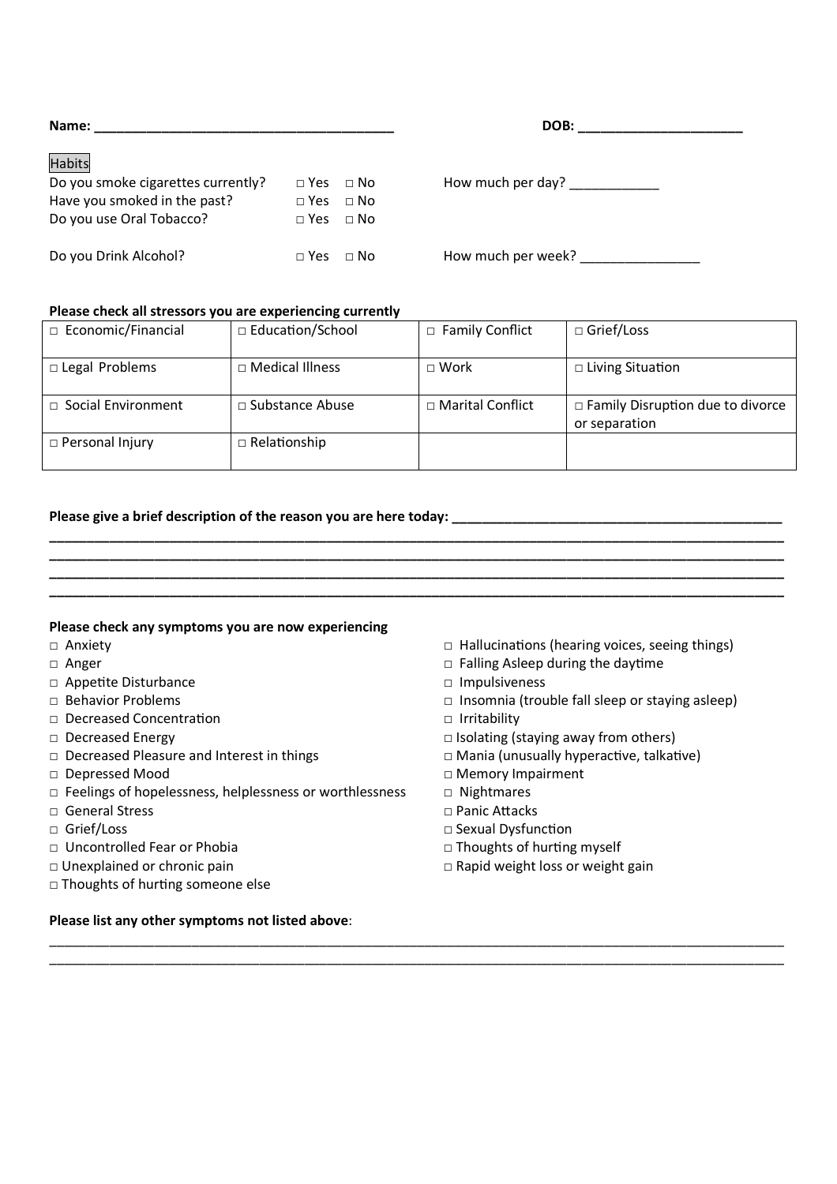**Name: ______________________________________** **DOB: _____________________**

Habits

Do you smoke cigarettes currently? □ Yes □ No How much per day? ___________

Have you smoked in the past? □ Yes □ No

Do you use Oral Tobacco? □ Yes □ No

Do you Drink Alcohol? □ Yes □ No How much per week? _______________

**Please check all stressors you are experiencing currently**

| | | | |
|---|---|---|---|
| □ Economic/Financial | □ Education/School | □ Family Conflict | □ Grief/Loss |
| □ Legal Problems | □ Medical Illness | □ Work | □ Living Situation |
| □ Social Environment | □ Substance Abuse | □ Marital Conflict | □ Family Disruption due to divorce or separation |
| □ Personal Injury | □ Relationship | | |

**Please give a brief description of the reason you are here today: ___________________________________________**

**_____________________________________________________________________________________________**

**_____________________________________________________________________________________________**

**_____________________________________________________________________________________________**

**_____________________________________________________________________________________________**

**Please check any symptoms you are now experiencing**

- □ Anxiety
- □ Anger
- □ Appetite Disturbance
- □ Behavior Problems
- □ Decreased Concentration
- □ Decreased Energy
- □ Decreased Pleasure and Interest in things
- □ Depressed Mood
- □ Feelings of hopelessness, helplessness or worthlessness
- □ General Stress
- □ Grief/Loss
- □ Uncontrolled Fear or Phobia
- □ Unexplained or chronic pain
- □ Thoughts of hurting someone else
- □ Hallucinations (hearing voices, seeing things)
- □ Falling Asleep during the daytime
- □ Impulsiveness
- □ Insomnia (trouble fall sleep or staying asleep)
- □ Irritability
- □ Isolating (staying away from others)
- □ Mania (unusually hyperactive, talkative)
- □ Memory Impairment
- □ Nightmares
- □ Panic Attacks
- □ Sexual Dysfunction
- □ Thoughts of hurting myself
- □ Rapid weight loss or weight gain

**Please list any other symptoms not listed above**:

_____________________________________________________________________________________________

_____________________________________________________________________________________________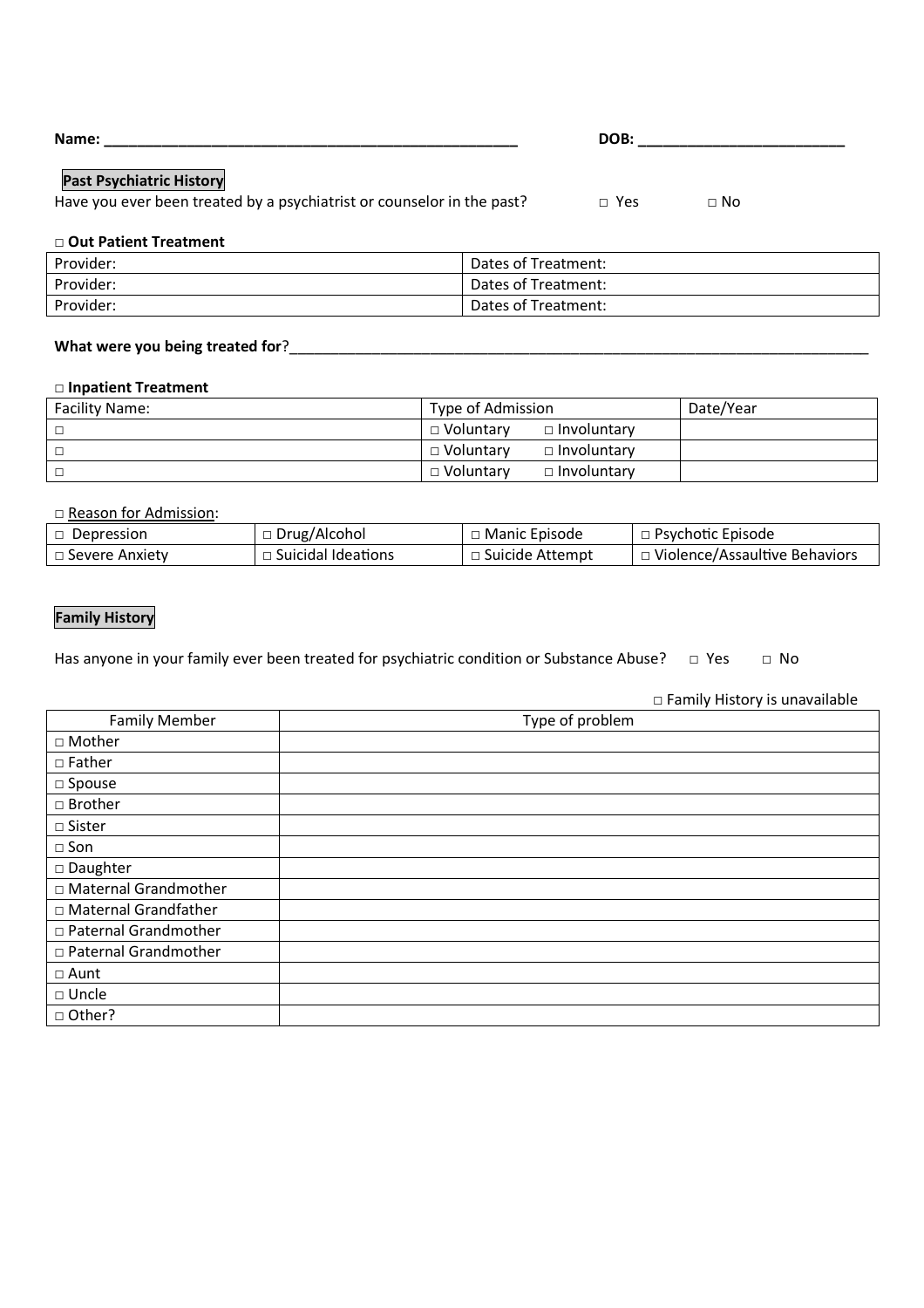**Name: \_\_\_\_\_\_\_\_\_\_\_\_\_\_\_\_\_\_\_\_\_\_\_\_\_\_\_\_\_\_\_\_\_\_\_\_\_\_\_\_\_\_\_\_\_\_\_\_\_\_\_** **DOB: \_\_\_\_\_\_\_\_\_\_\_\_\_\_\_\_\_\_\_\_\_\_\_\_\_\_**

**Past Psychiatric History**

Have you ever been treated by a psychiatrist or counselor in the past? □ Yes □ No

□ **Out Patient Treatment**

| Provider: | Dates of Treatment: |
|---|---|
| Provider: | Dates of Treatment: |
| Provider: | Dates of Treatment: |

**What were you being treated for**?\_\_\_\_\_\_\_\_\_\_\_\_\_\_\_\_\_\_\_\_\_\_\_\_\_\_\_\_\_\_\_\_\_\_\_\_\_\_\_\_\_\_\_\_\_\_\_\_\_\_\_\_\_\_\_\_\_\_\_\_\_\_\_\_\_\_\_\_\_\_\_

□ **Inpatient Treatment**

| Facility Name: | Type of Admission | Date/Year |
|---|---|---|
| □ | □ Voluntary □ Involuntary | |
| □ | □ Voluntary □ Involuntary | |
| □ | □ Voluntary □ Involuntary | |

□ Reason for Admission:

| □ Depression | □ Drug/Alcohol | □ Manic Episode | □ Psychotic Episode |
|---|---|---|---|
| □ Severe Anxiety | □ Suicidal Ideations | □ Suicide Attempt | □ Violence/Assaultive Behaviors |

**Family History**

Has anyone in your family ever been treated for psychiatric condition or Substance Abuse? □ Yes □ No

□ Family History is unavailable

| Family Member | Type of problem |
|---|---|
| □ Mother | |
| □ Father | |
| □ Spouse | |
| □ Brother | |
| □ Sister | |
| □ Son | |
| □ Daughter | |
| □ Maternal Grandmother | |
| □ Maternal Grandfather | |
| □ Paternal Grandmother | |
| □ Paternal Grandmother | |
| □ Aunt | |
| □ Uncle | |
| □ Other? | |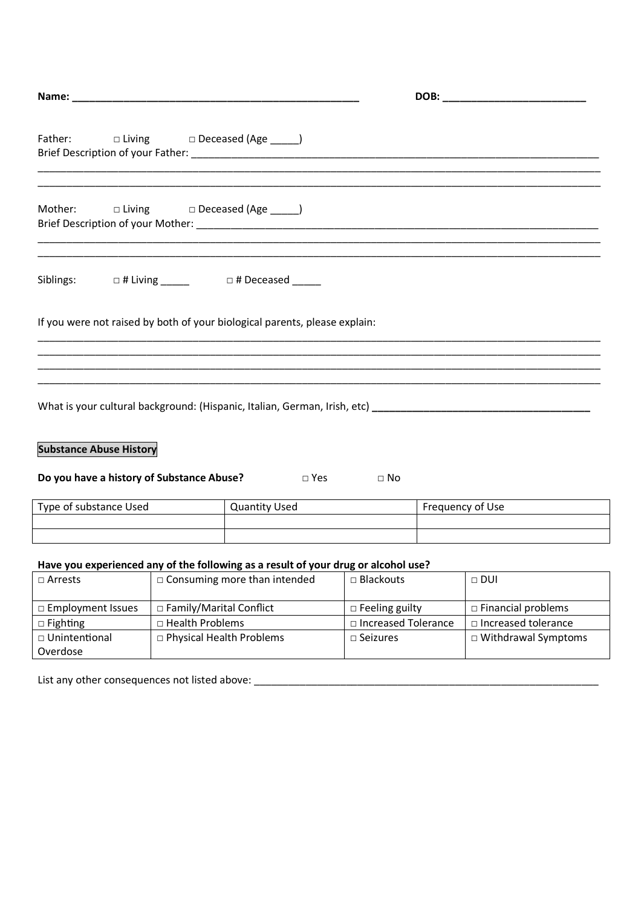**Name: ___________________________________________________** **DOB: _________________________**

Father: □ Living □ Deceased (Age _____)
Brief Description of your Father: ___________________________________________________________________________
_____________________________________________________________________________________________________________
_____________________________________________________________________________________________________________

Mother: □ Living □ Deceased (Age _____)
Brief Description of your Mother: ___________________________________________________________________________
_____________________________________________________________________________________________________________
_____________________________________________________________________________________________________________

Siblings: □ # Living _____ □ # Deceased _____

If you were not raised by both of your biological parents, please explain:
_____________________________________________________________________________________________________________
_____________________________________________________________________________________________________________
_____________________________________________________________________________________________________________
_____________________________________________________________________________________________________________

What is your cultural background: (Hispanic, Italian, German, Irish, etc) **______________________________________**

**Substance Abuse History**

**Do you have a history of Substance Abuse?** □ Yes □ No

| Type of substance Used | Quantity Used | Frequency of Use |
|---|---|---|
| | | |
| | | |

**Have you experienced any of the following as a result of your drug or alcohol use?**

| | | | |
|---|---|---|---|
| □ Arrests | □ Consuming more than intended | □ Blackouts | □ DUI |
| □ Employment Issues | □ Family/Marital Conflict | □ Feeling guilty | □ Financial problems |
| □ Fighting | □ Health Problems | □ Increased Tolerance | □ Increased tolerance |
| □ Unintentional Overdose | □ Physical Health Problems | □ Seizures | □ Withdrawal Symptoms |

List any other consequences not listed above: ______________________________________________________________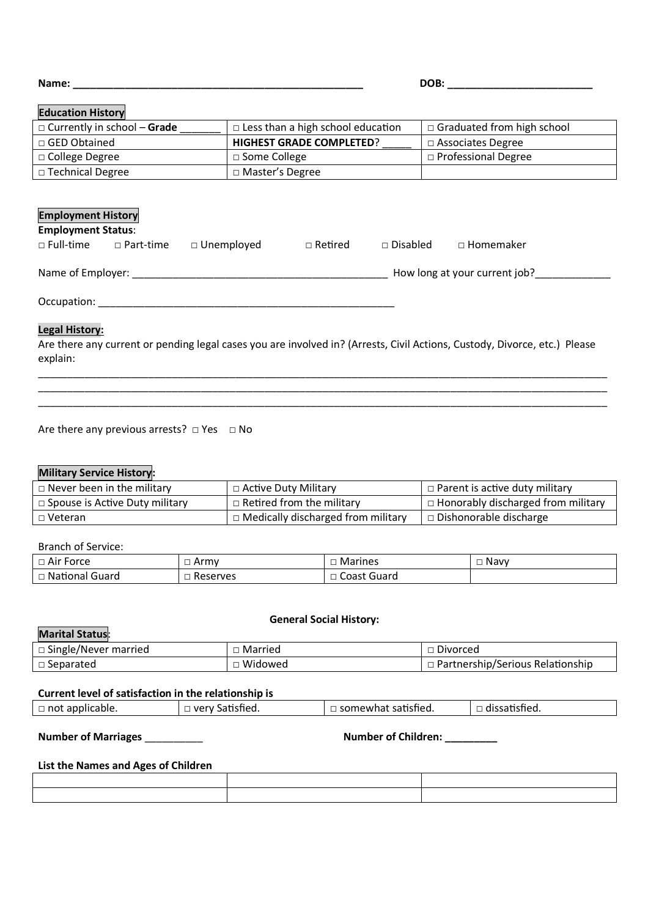**Name:** ___________________________________________________ **DOB:** __________________________

**Education History**

| | | |
|---|---|---|
| □ Currently in school – **Grade** _______ | □ Less than a high school education | □ Graduated from high school |
| □ GED Obtained | **HIGHEST GRADE COMPLETED**? _____ | □ Associates Degree |
| □ College Degree | □ Some College | □ Professional Degree |
| □ Technical Degree | □ Master's Degree | |

**Employment History**

**Employment Status**:

□ Full-time □ Part-time □ Unemployed □ Retired □ Disabled □ Homemaker

Name of Employer: _____________________________________________ How long at your current job?_____________

Occupation: ____________________________________________________

**Legal History:**

Are there any current or pending legal cases you are involved in? (Arrests, Civil Actions, Custody, Divorce, etc.) Please explain:

_______________________________________________________________________________________________________
_______________________________________________________________________________________________________
_______________________________________________________________________________________________________

Are there any previous arrests? □ Yes □ No

**Military Service History:**

| | | |
|---|---|---|
| □ Never been in the military | □ Active Duty Military | □ Parent is active duty military |
| □ Spouse is Active Duty military | □ Retired from the military | □ Honorably discharged from military |
| □ Veteran | □ Medically discharged from military | □ Dishonorable discharge |

Branch of Service:

| | | | |
|---|---|---|---|
| □ Air Force | □ Army | □ Marines | □ Navy |
| □ National Guard | □ Reserves | □ Coast Guard | |

**General Social History:**

**Marital Status**:

| | | |
|---|---|---|
| □ Single/Never married | □ Married | □ Divorced |
| □ Separated | □ Widowed | □ Partnership/Serious Relationship |

**Current level of satisfaction in the relationship is**

| | | | |
|---|---|---|---|
| □ not applicable. | □ very Satisfied. | □ somewhat satisfied. | □ dissatisfied. |

**Number of Marriages** __________ **Number of Children: _________**

**List the Names and Ages of Children**

| | | |
|---|---|---|
| | | |
| | | |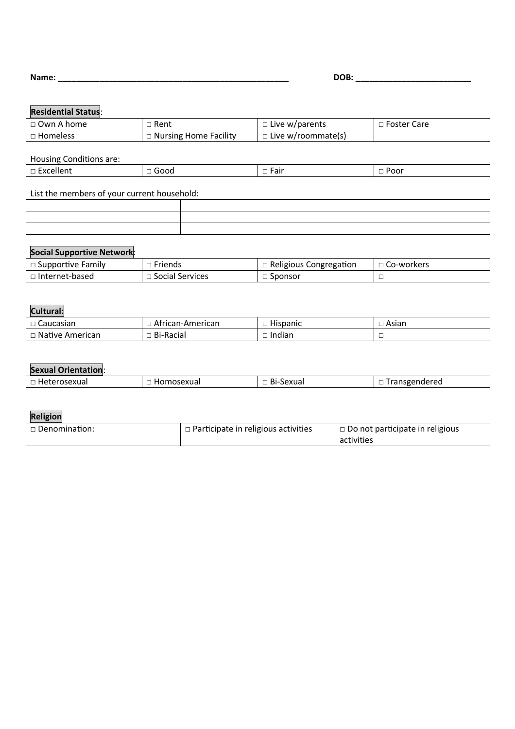**Name: ___________________________________________________** **DOB: __________________________**

**Residential Status**:

| | | | |
|---|---|---|---|
| □ Own A home | □ Rent | □ Live w/parents | □ Foster Care |
| □ Homeless | □ Nursing Home Facility | □ Live w/roommate(s) | |

Housing Conditions are:

| | | | |
|---|---|---|---|
| □ Excellent | □ Good | □ Fair | □ Poor |

List the members of your current household:

| | | |
|---|---|---|
| | | |
| | | |
| | | |

**Social Supportive Network**:

| | | | |
|---|---|---|---|
| □ Supportive Family | □ Friends | □ Religious Congregation | □ Co-workers |
| □ Internet-based | □ Social Services | □ Sponsor | □ |

**Cultural:**

| | | | |
|---|---|---|---|
| □ Caucasian | □ African-American | □ Hispanic | □ Asian |
| □ Native American | □ Bi-Racial | □ Indian | □ |

**Sexual Orientation**:

| | | | |
|---|---|---|---|
| □ Heterosexual | □ Homosexual | □ Bi-Sexual | □ Transgendered |

**Religion**

| | | |
|---|---|---|
| □ Denomination: | □ Participate in religious activities | □ Do not participate in religious activities |